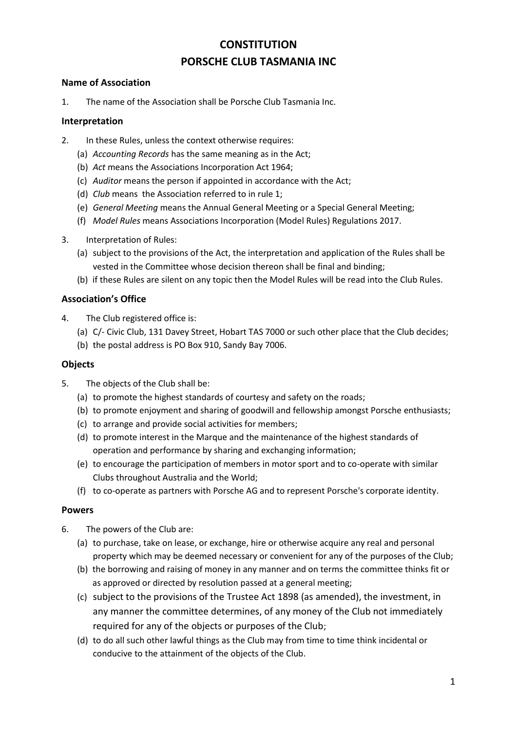# CONSTITUTION

# PORSCHE CLUB TASMANIA INC

### Name of Association

1. The name of the Association shall be Porsche Club Tasmania Inc.

### Interpretation

2. In these Rules, unless the context otherwise requires:
   (a) *Accounting Records* has the same meaning as in the Act;
   (b) *Act* means the Associations Incorporation Act 1964;
   (c) *Auditor* means the person if appointed in accordance with the Act;
   (d) *Club* means the Association referred to in rule 1;
   (e) *General Meeting* means the Annual General Meeting or a Special General Meeting;
   (f) *Model Rules* means Associations Incorporation (Model Rules) Regulations 2017.

3. Interpretation of Rules:
   (a) subject to the provisions of the Act, the interpretation and application of the Rules shall be vested in the Committee whose decision thereon shall be final and binding;
   (b) if these Rules are silent on any topic then the Model Rules will be read into the Club Rules.

### Association's Office

4. The Club registered office is:
   (a) C/- Civic Club, 131 Davey Street, Hobart TAS 7000 or such other place that the Club decides;
   (b) the postal address is PO Box 910, Sandy Bay 7006.

### Objects

5. The objects of the Club shall be:
   (a) to promote the highest standards of courtesy and safety on the roads;
   (b) to promote enjoyment and sharing of goodwill and fellowship amongst Porsche enthusiasts;
   (c) to arrange and provide social activities for members;
   (d) to promote interest in the Marque and the maintenance of the highest standards of operation and performance by sharing and exchanging information;
   (e) to encourage the participation of members in motor sport and to co-operate with similar Clubs throughout Australia and the World;
   (f) to co-operate as partners with Porsche AG and to represent Porsche's corporate identity.

### Powers

6. The powers of the Club are:
   (a) to purchase, take on lease, or exchange, hire or otherwise acquire any real and personal property which may be deemed necessary or convenient for any of the purposes of the Club;
   (b) the borrowing and raising of money in any manner and on terms the committee thinks fit or as approved or directed by resolution passed at a general meeting;
   (c) subject to the provisions of the Trustee Act 1898 (as amended), the investment, in any manner the committee determines, of any money of the Club not immediately required for any of the objects or purposes of the Club;
   (d) to do all such other lawful things as the Club may from time to time think incidental or conducive to the attainment of the objects of the Club.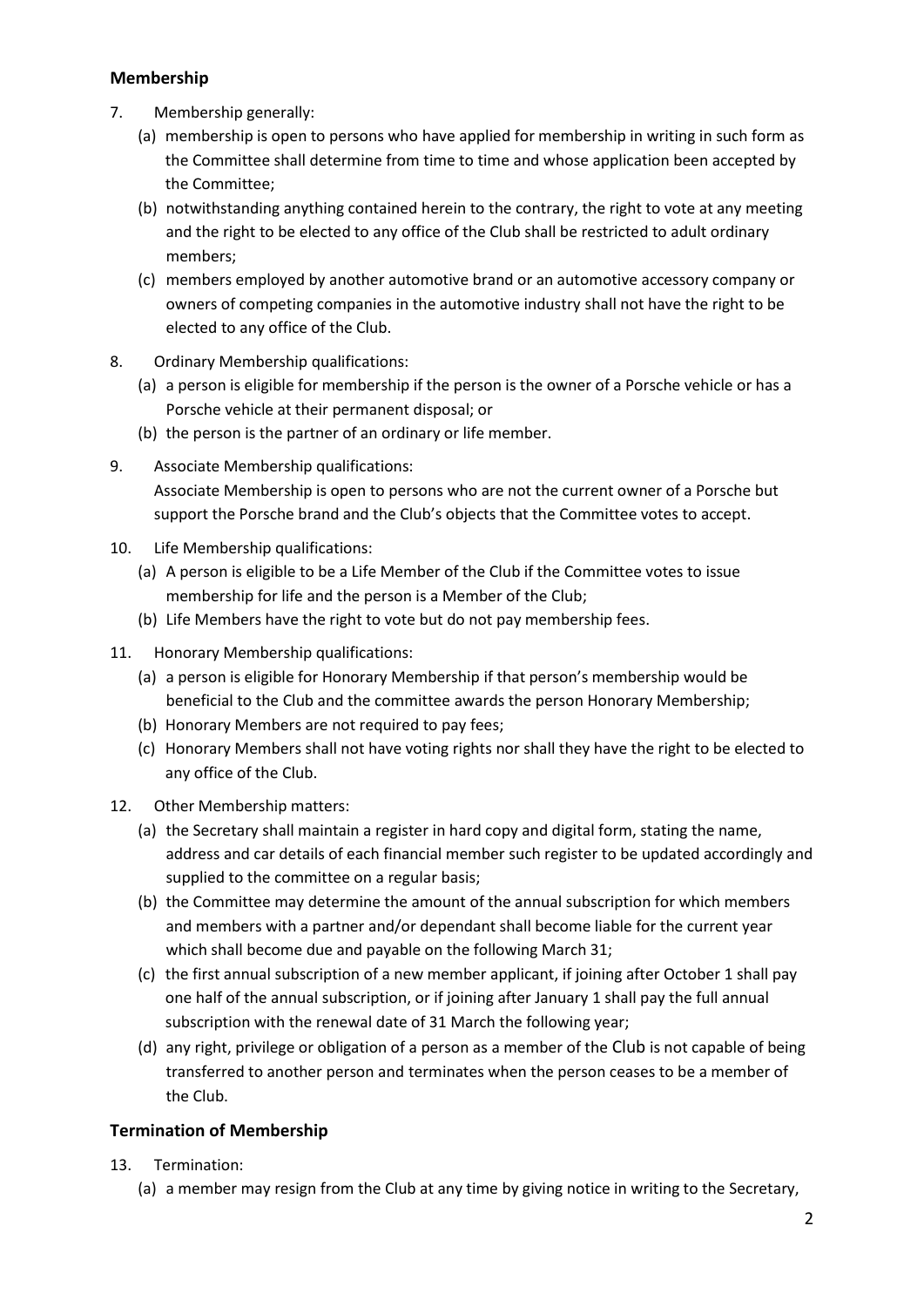## Membership

7. Membership generally:
   (a) membership is open to persons who have applied for membership in writing in such form as the Committee shall determine from time to time and whose application been accepted by the Committee;
   (b) notwithstanding anything contained herein to the contrary, the right to vote at any meeting and the right to be elected to any office of the Club shall be restricted to adult ordinary members;
   (c) members employed by another automotive brand or an automotive accessory company or owners of competing companies in the automotive industry shall not have the right to be elected to any office of the Club.

8. Ordinary Membership qualifications:
   (a) a person is eligible for membership if the person is the owner of a Porsche vehicle or has a Porsche vehicle at their permanent disposal; or
   (b) the person is the partner of an ordinary or life member.

9. Associate Membership qualifications:
   Associate Membership is open to persons who are not the current owner of a Porsche but support the Porsche brand and the Club's objects that the Committee votes to accept.

10. Life Membership qualifications:
    (a) A person is eligible to be a Life Member of the Club if the Committee votes to issue membership for life and the person is a Member of the Club;
    (b) Life Members have the right to vote but do not pay membership fees.

11. Honorary Membership qualifications:
    (a) a person is eligible for Honorary Membership if that person's membership would be beneficial to the Club and the committee awards the person Honorary Membership;
    (b) Honorary Members are not required to pay fees;
    (c) Honorary Members shall not have voting rights nor shall they have the right to be elected to any office of the Club.

12. Other Membership matters:
    (a) the Secretary shall maintain a register in hard copy and digital form, stating the name, address and car details of each financial member such register to be updated accordingly and supplied to the committee on a regular basis;
    (b) the Committee may determine the amount of the annual subscription for which members and members with a partner and/or dependant shall become liable for the current year which shall become due and payable on the following March 31;
    (c) the first annual subscription of a new member applicant, if joining after October 1 shall pay one half of the annual subscription, or if joining after January 1 shall pay the full annual subscription with the renewal date of 31 March the following year;
    (d) any right, privilege or obligation of a person as a member of the Club is not capable of being transferred to another person and terminates when the person ceases to be a member of the Club.

## Termination of Membership

13. Termination:
    (a) a member may resign from the Club at any time by giving notice in writing to the Secretary,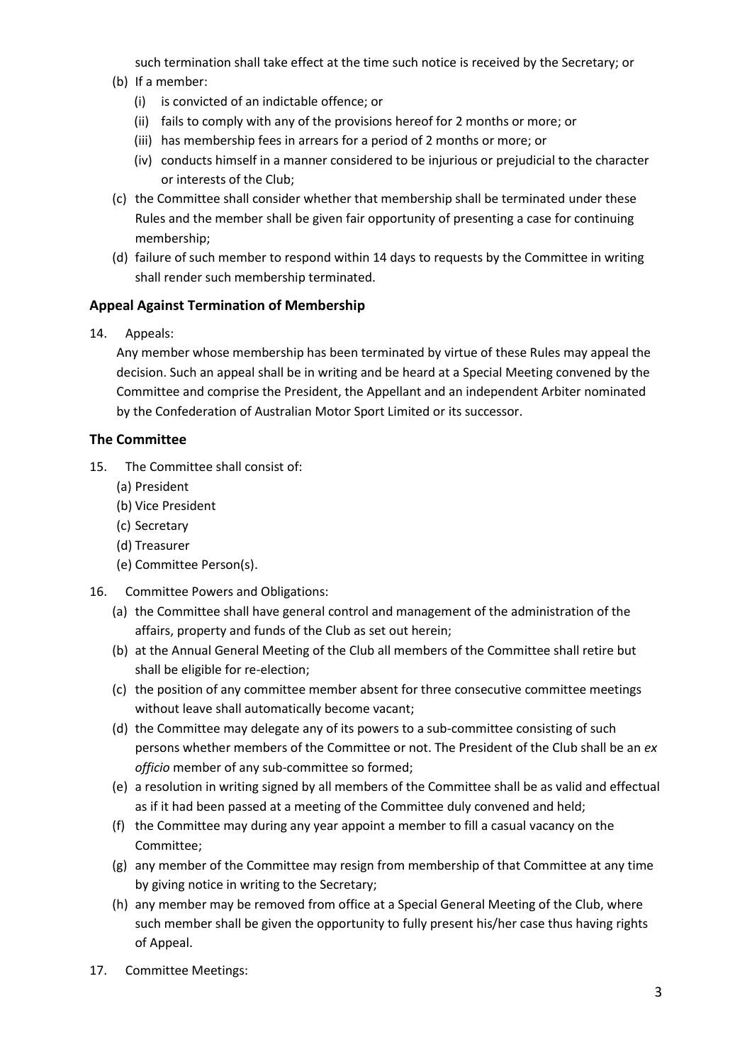such termination shall take effect at the time such notice is received by the Secretary; or

(b) If a member:
   (i) is convicted of an indictable offence; or
   (ii) fails to comply with any of the provisions hereof for 2 months or more; or
   (iii) has membership fees in arrears for a period of 2 months or more; or
   (iv) conducts himself in a manner considered to be injurious or prejudicial to the character or interests of the Club;

(c) the Committee shall consider whether that membership shall be terminated under these Rules and the member shall be given fair opportunity of presenting a case for continuing membership;

(d) failure of such member to respond within 14 days to requests by the Committee in writing shall render such membership terminated.

### Appeal Against Termination of Membership

14. Appeals:

Any member whose membership has been terminated by virtue of these Rules may appeal the decision. Such an appeal shall be in writing and be heard at a Special Meeting convened by the Committee and comprise the President, the Appellant and an independent Arbiter nominated by the Confederation of Australian Motor Sport Limited or its successor.

### The Committee

15. The Committee shall consist of:
   (a) President
   (b) Vice President
   (c) Secretary
   (d) Treasurer
   (e) Committee Person(s).

16. Committee Powers and Obligations:
   (a) the Committee shall have general control and management of the administration of the affairs, property and funds of the Club as set out herein;
   (b) at the Annual General Meeting of the Club all members of the Committee shall retire but shall be eligible for re-election;
   (c) the position of any committee member absent for three consecutive committee meetings without leave shall automatically become vacant;
   (d) the Committee may delegate any of its powers to a sub-committee consisting of such persons whether members of the Committee or not. The President of the Club shall be an *ex officio* member of any sub-committee so formed;
   (e) a resolution in writing signed by all members of the Committee shall be as valid and effectual as if it had been passed at a meeting of the Committee duly convened and held;
   (f) the Committee may during any year appoint a member to fill a casual vacancy on the Committee;
   (g) any member of the Committee may resign from membership of that Committee at any time by giving notice in writing to the Secretary;
   (h) any member may be removed from office at a Special General Meeting of the Club, where such member shall be given the opportunity to fully present his/her case thus having rights of Appeal.

17. Committee Meetings: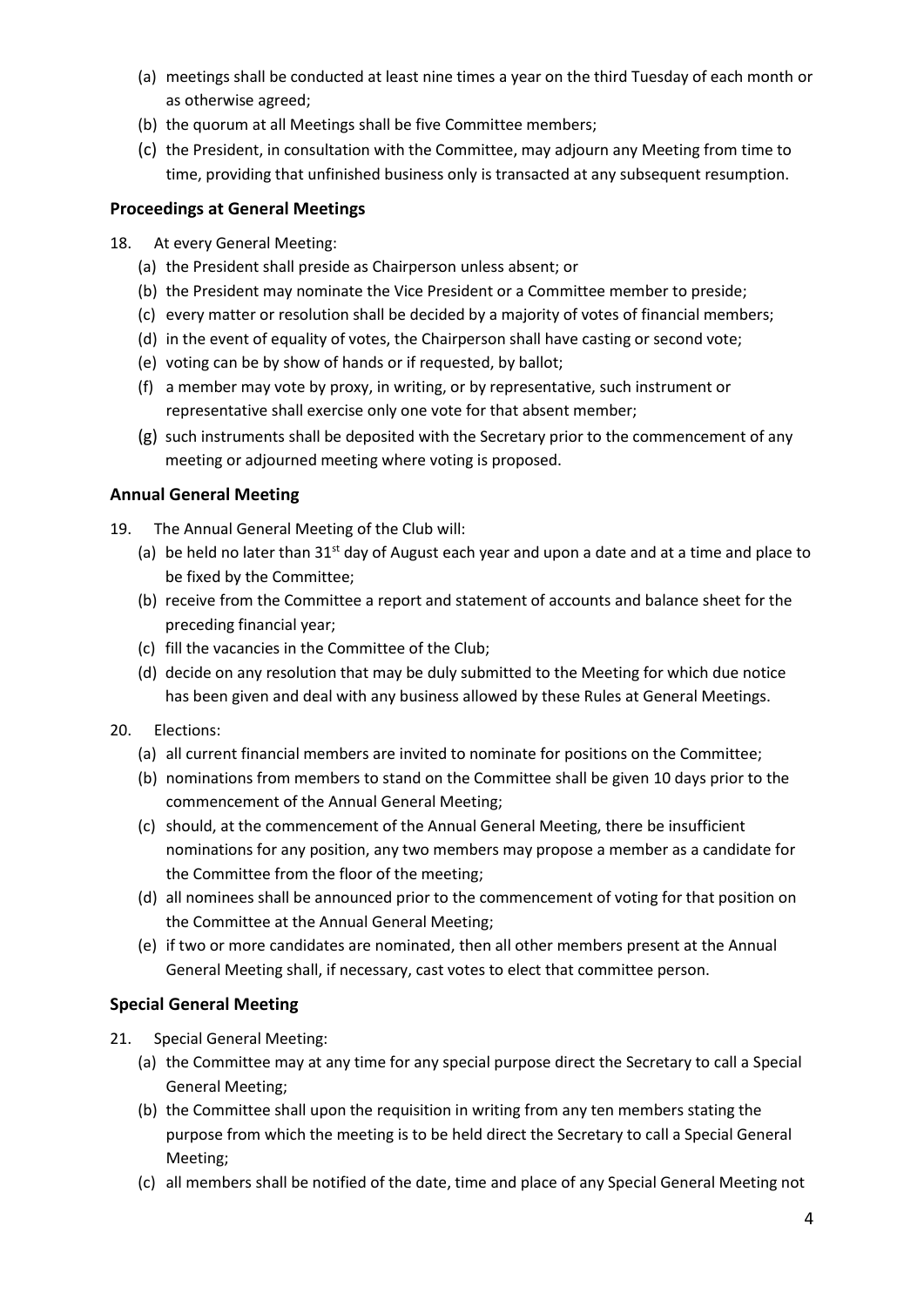(a) meetings shall be conducted at least nine times a year on the third Tuesday of each month or as otherwise agreed;

(b) the quorum at all Meetings shall be five Committee members;

(c) the President, in consultation with the Committee, may adjourn any Meeting from time to time, providing that unfinished business only is transacted at any subsequent resumption.

### Proceedings at General Meetings

18. At every General Meeting:

    (a) the President shall preside as Chairperson unless absent; or

    (b) the President may nominate the Vice President or a Committee member to preside;

    (c) every matter or resolution shall be decided by a majority of votes of financial members;

    (d) in the event of equality of votes, the Chairperson shall have casting or second vote;

    (e) voting can be by show of hands or if requested, by ballot;

    (f) a member may vote by proxy, in writing, or by representative, such instrument or representative shall exercise only one vote for that absent member;

    (g) such instruments shall be deposited with the Secretary prior to the commencement of any meeting or adjourned meeting where voting is proposed.

### Annual General Meeting

19. The Annual General Meeting of the Club will:

    (a) be held no later than 31st day of August each year and upon a date and at a time and place to be fixed by the Committee;

    (b) receive from the Committee a report and statement of accounts and balance sheet for the preceding financial year;

    (c) fill the vacancies in the Committee of the Club;

    (d) decide on any resolution that may be duly submitted to the Meeting for which due notice has been given and deal with any business allowed by these Rules at General Meetings.

20. Elections:

    (a) all current financial members are invited to nominate for positions on the Committee;

    (b) nominations from members to stand on the Committee shall be given 10 days prior to the commencement of the Annual General Meeting;

    (c) should, at the commencement of the Annual General Meeting, there be insufficient nominations for any position, any two members may propose a member as a candidate for the Committee from the floor of the meeting;

    (d) all nominees shall be announced prior to the commencement of voting for that position on the Committee at the Annual General Meeting;

    (e) if two or more candidates are nominated, then all other members present at the Annual General Meeting shall, if necessary, cast votes to elect that committee person.

### Special General Meeting

21. Special General Meeting:

    (a) the Committee may at any time for any special purpose direct the Secretary to call a Special General Meeting;

    (b) the Committee shall upon the requisition in writing from any ten members stating the purpose from which the meeting is to be held direct the Secretary to call a Special General Meeting;

    (c) all members shall be notified of the date, time and place of any Special General Meeting not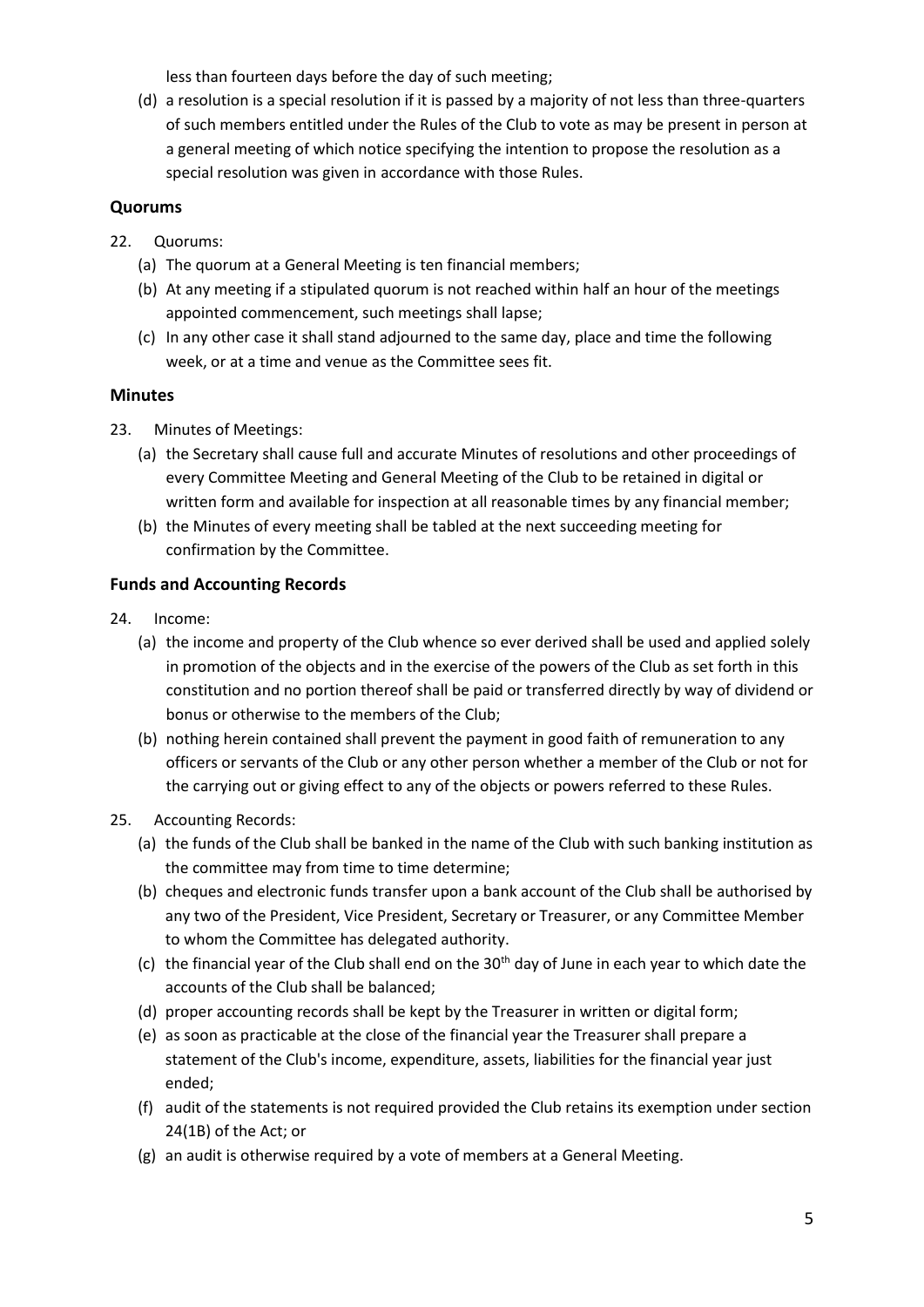less than fourteen days before the day of such meeting;

(d) a resolution is a special resolution if it is passed by a majority of not less than three-quarters of such members entitled under the Rules of the Club to vote as may be present in person at a general meeting of which notice specifying the intention to propose the resolution as a special resolution was given in accordance with those Rules.

### Quorums

22. Quorums:
    (a) The quorum at a General Meeting is ten financial members;
    (b) At any meeting if a stipulated quorum is not reached within half an hour of the meetings appointed commencement, such meetings shall lapse;
    (c) In any other case it shall stand adjourned to the same day, place and time the following week, or at a time and venue as the Committee sees fit.

### Minutes

23. Minutes of Meetings:
    (a) the Secretary shall cause full and accurate Minutes of resolutions and other proceedings of every Committee Meeting and General Meeting of the Club to be retained in digital or written form and available for inspection at all reasonable times by any financial member;
    (b) the Minutes of every meeting shall be tabled at the next succeeding meeting for confirmation by the Committee.

### Funds and Accounting Records

24. Income:
    (a) the income and property of the Club whence so ever derived shall be used and applied solely in promotion of the objects and in the exercise of the powers of the Club as set forth in this constitution and no portion thereof shall be paid or transferred directly by way of dividend or bonus or otherwise to the members of the Club;
    (b) nothing herein contained shall prevent the payment in good faith of remuneration to any officers or servants of the Club or any other person whether a member of the Club or not for the carrying out or giving effect to any of the objects or powers referred to these Rules.

25. Accounting Records:
    (a) the funds of the Club shall be banked in the name of the Club with such banking institution as the committee may from time to time determine;
    (b) cheques and electronic funds transfer upon a bank account of the Club shall be authorised by any two of the President, Vice President, Secretary or Treasurer, or any Committee Member to whom the Committee has delegated authority.
    (c) the financial year of the Club shall end on the 30th day of June in each year to which date the accounts of the Club shall be balanced;
    (d) proper accounting records shall be kept by the Treasurer in written or digital form;
    (e) as soon as practicable at the close of the financial year the Treasurer shall prepare a statement of the Club's income, expenditure, assets, liabilities for the financial year just ended;
    (f) audit of the statements is not required provided the Club retains its exemption under section 24(1B) of the Act; or
    (g) an audit is otherwise required by a vote of members at a General Meeting.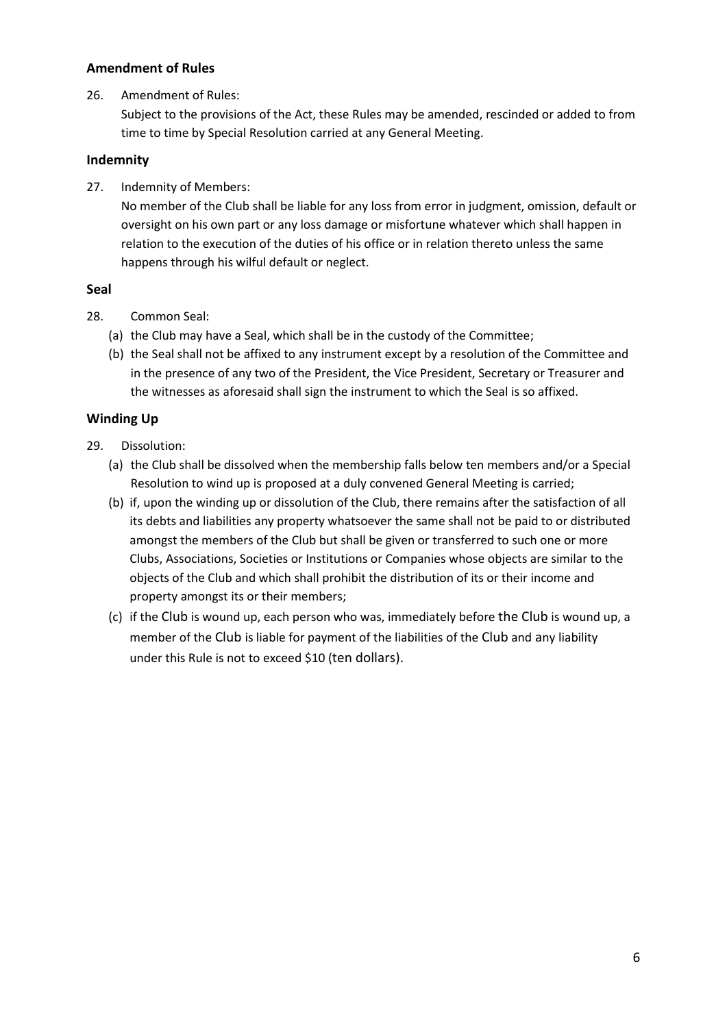## Amendment of Rules

26. Amendment of Rules:

    Subject to the provisions of the Act, these Rules may be amended, rescinded or added to from time to time by Special Resolution carried at any General Meeting.

## Indemnity

27. Indemnity of Members:

    No member of the Club shall be liable for any loss from error in judgment, omission, default or oversight on his own part or any loss damage or misfortune whatever which shall happen in relation to the execution of the duties of his office or in relation thereto unless the same happens through his wilful default or neglect.

## Seal

28. Common Seal:
    - (a) the Club may have a Seal, which shall be in the custody of the Committee;
    - (b) the Seal shall not be affixed to any instrument except by a resolution of the Committee and in the presence of any two of the President, the Vice President, Secretary or Treasurer and the witnesses as aforesaid shall sign the instrument to which the Seal is so affixed.

## Winding Up

29. Dissolution:
    - (a) the Club shall be dissolved when the membership falls below ten members and/or a Special Resolution to wind up is proposed at a duly convened General Meeting is carried;
    - (b) if, upon the winding up or dissolution of the Club, there remains after the satisfaction of all its debts and liabilities any property whatsoever the same shall not be paid to or distributed amongst the members of the Club but shall be given or transferred to such one or more Clubs, Associations, Societies or Institutions or Companies whose objects are similar to the objects of the Club and which shall prohibit the distribution of its or their income and property amongst its or their members;
    - (c) if the Club is wound up, each person who was, immediately before the Club is wound up, a member of the Club is liable for payment of the liabilities of the Club and any liability under this Rule is not to exceed $10 (ten dollars).